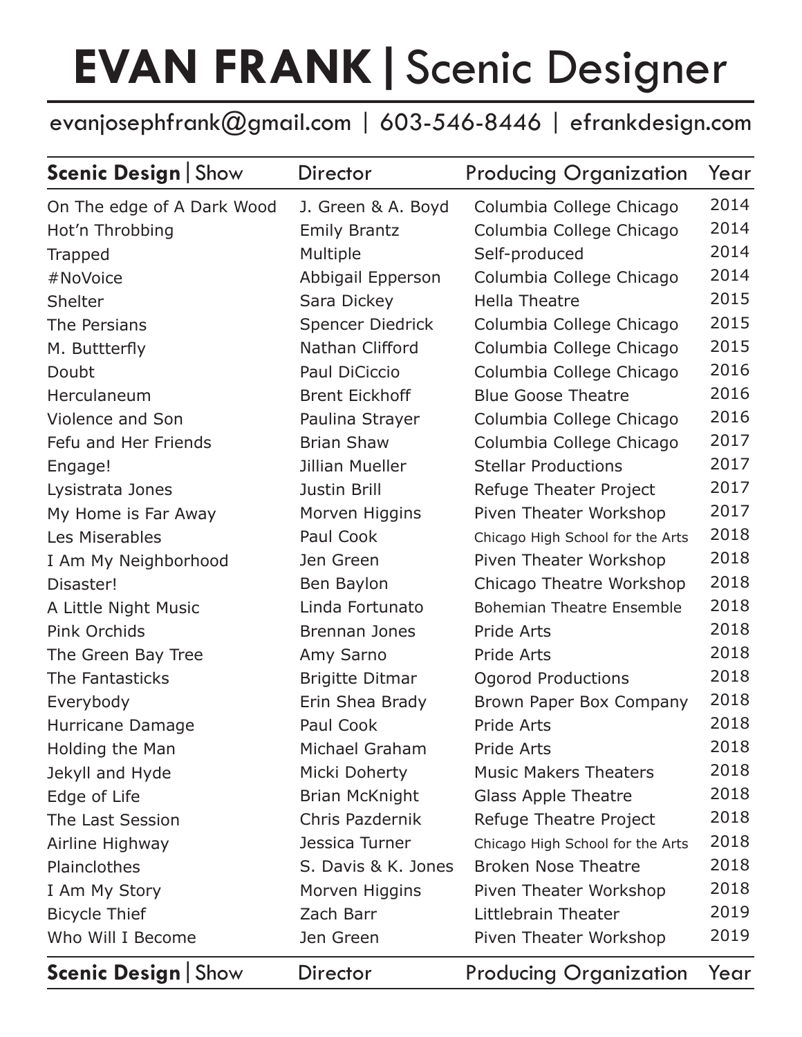# EVAN FRANK | Scenic Designer

evanjosephfrank@gmail.com | 603-546-8446 | efrankdesign.com

| **Scenic Design** \| Show | Director | Producing Organization | Year |
|---|---|---|---|
| On The edge of A Dark Wood | J. Green & A. Boyd | Columbia College Chicago | 2014 |
| Hot'n Throbbing | Emily Brantz | Columbia College Chicago | 2014 |
| Trapped | Multiple | Self-produced | 2014 |
| #NoVoice | Abbigail Epperson | Columbia College Chicago | 2014 |
| Shelter | Sara Dickey | Hella Theatre | 2015 |
| The Persians | Spencer Diedrick | Columbia College Chicago | 2015 |
| M. Buttterfly | Nathan Clifford | Columbia College Chicago | 2015 |
| Doubt | Paul DiCiccio | Columbia College Chicago | 2016 |
| Herculaneum | Brent Eickhoff | Blue Goose Theatre | 2016 |
| Violence and Son | Paulina Strayer | Columbia College Chicago | 2016 |
| Fefu and Her Friends | Brian Shaw | Columbia College Chicago | 2017 |
| Engage! | Jillian Mueller | Stellar Productions | 2017 |
| Lysistrata Jones | Justin Brill | Refuge Theater Project | 2017 |
| My Home is Far Away | Morven Higgins | Piven Theater Workshop | 2017 |
| Les Miserables | Paul Cook | Chicago High School for the Arts | 2018 |
| I Am My Neighborhood | Jen Green | Piven Theater Workshop | 2018 |
| Disaster! | Ben Baylon | Chicago Theatre Workshop | 2018 |
| A Little Night Music | Linda Fortunato | Bohemian Theatre Ensemble | 2018 |
| Pink Orchids | Brennan Jones | Pride Arts | 2018 |
| The Green Bay Tree | Amy Sarno | Pride Arts | 2018 |
| The Fantasticks | Brigitte Ditmar | Ogorod Productions | 2018 |
| Everybody | Erin Shea Brady | Brown Paper Box Company | 2018 |
| Hurricane Damage | Paul Cook | Pride Arts | 2018 |
| Holding the Man | Michael Graham | Pride Arts | 2018 |
| Jekyll and Hyde | Micki Doherty | Music Makers Theaters | 2018 |
| Edge of Life | Brian McKnight | Glass Apple Theatre | 2018 |
| The Last Session | Chris Pazdernik | Refuge Theatre Project | 2018 |
| Airline Highway | Jessica Turner | Chicago High School for the Arts | 2018 |
| Plainclothes | S. Davis & K. Jones | Broken Nose Theatre | 2018 |
| I Am My Story | Morven Higgins | Piven Theater Workshop | 2018 |
| Bicycle Thief | Zach Barr | Littlebrain Theater | 2019 |
| Who Will I Become | Jen Green | Piven Theater Workshop | 2019 |
| **Scenic Design** \| Show | Director | Producing Organization | Year |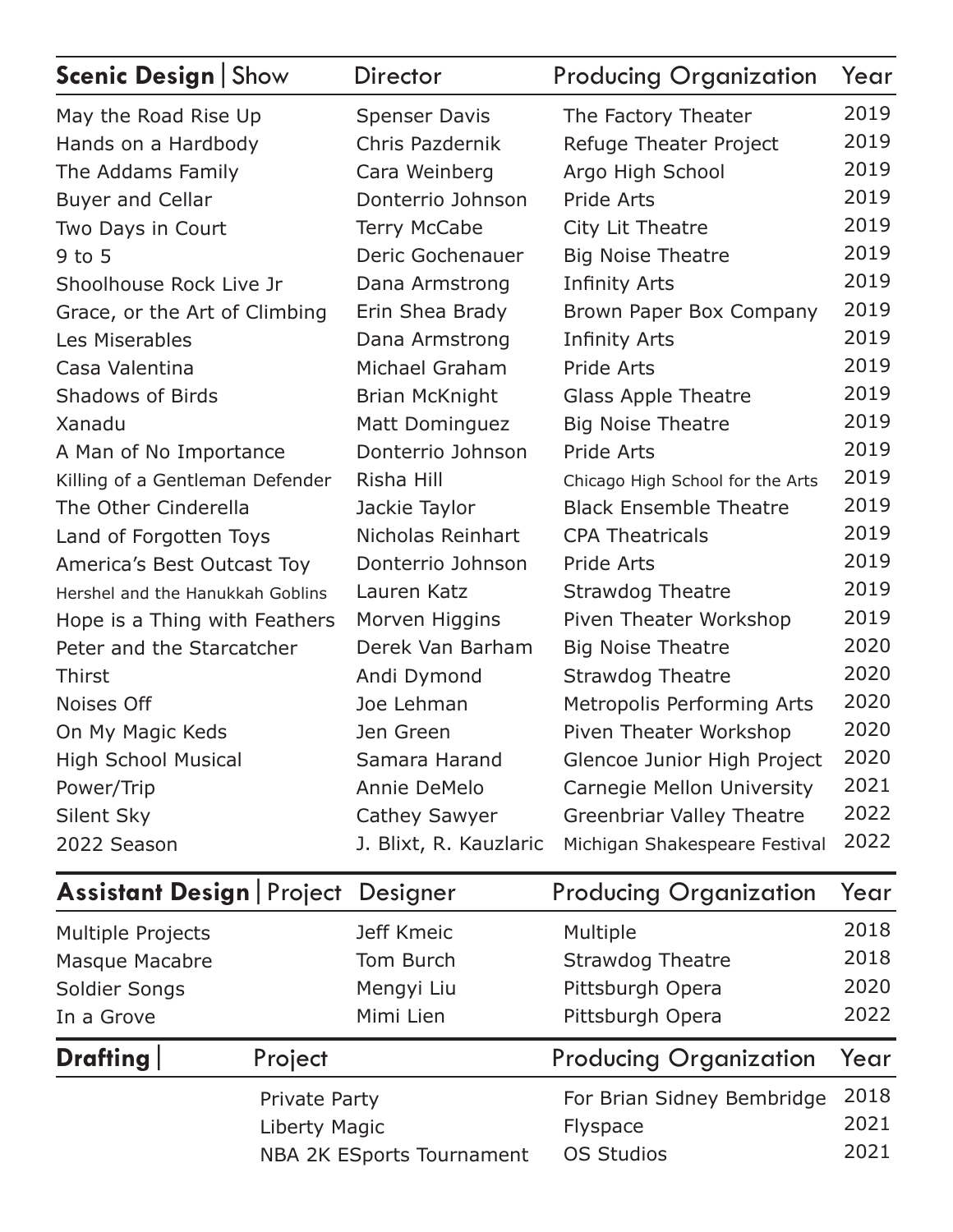| **Scenic Design** \| Show | Director | Producing Organization | Year |
|---|---|---|---|
| May the Road Rise Up | Spenser Davis | The Factory Theater | 2019 |
| Hands on a Hardbody | Chris Pazdernik | Refuge Theater Project | 2019 |
| The Addams Family | Cara Weinberg | Argo High School | 2019 |
| Buyer and Cellar | Donterrio Johnson | Pride Arts | 2019 |
| Two Days in Court | Terry McCabe | City Lit Theatre | 2019 |
| 9 to 5 | Deric Gochenauer | Big Noise Theatre | 2019 |
| Shoolhouse Rock Live Jr | Dana Armstrong | Infinity Arts | 2019 |
| Grace, or the Art of Climbing | Erin Shea Brady | Brown Paper Box Company | 2019 |
| Les Miserables | Dana Armstrong | Infinity Arts | 2019 |
| Casa Valentina | Michael Graham | Pride Arts | 2019 |
| Shadows of Birds | Brian McKnight | Glass Apple Theatre | 2019 |
| Xanadu | Matt Dominguez | Big Noise Theatre | 2019 |
| A Man of No Importance | Donterrio Johnson | Pride Arts | 2019 |
| Killing of a Gentleman Defender | Risha Hill | Chicago High School for the Arts | 2019 |
| The Other Cinderella | Jackie Taylor | Black Ensemble Theatre | 2019 |
| Land of Forgotten Toys | Nicholas Reinhart | CPA Theatricals | 2019 |
| America's Best Outcast Toy | Donterrio Johnson | Pride Arts | 2019 |
| Hershel and the Hanukkah Goblins | Lauren Katz | Strawdog Theatre | 2019 |
| Hope is a Thing with Feathers | Morven Higgins | Piven Theater Workshop | 2019 |
| Peter and the Starcatcher | Derek Van Barham | Big Noise Theatre | 2020 |
| Thirst | Andi Dymond | Strawdog Theatre | 2020 |
| Noises Off | Joe Lehman | Metropolis Performing Arts | 2020 |
| On My Magic Keds | Jen Green | Piven Theater Workshop | 2020 |
| High School Musical | Samara Harand | Glencoe Junior High Project | 2020 |
| Power/Trip | Annie DeMelo | Carnegie Mellon University | 2021 |
| Silent Sky | Cathey Sawyer | Greenbriar Valley Theatre | 2022 |
| 2022 Season | J. Blixt, R. Kauzlaric | Michigan Shakespeare Festival | 2022 |

| **Assistant Design** \| Project | Designer | Producing Organization | Year |
|---|---|---|---|
| Multiple Projects | Jeff Kmeic | Multiple | 2018 |
| Masque Macabre | Tom Burch | Strawdog Theatre | 2018 |
| Soldier Songs | Mengyi Liu | Pittsburgh Opera | 2020 |
| In a Grove | Mimi Lien | Pittsburgh Opera | 2022 |

| **Drafting** \| | Project | Producing Organization | Year |
|---|---|---|---|
| | Private Party | For Brian Sidney Bembridge | 2018 |
| | Liberty Magic | Flyspace | 2021 |
| | NBA 2K ESports Tournament | OS Studios | 2021 |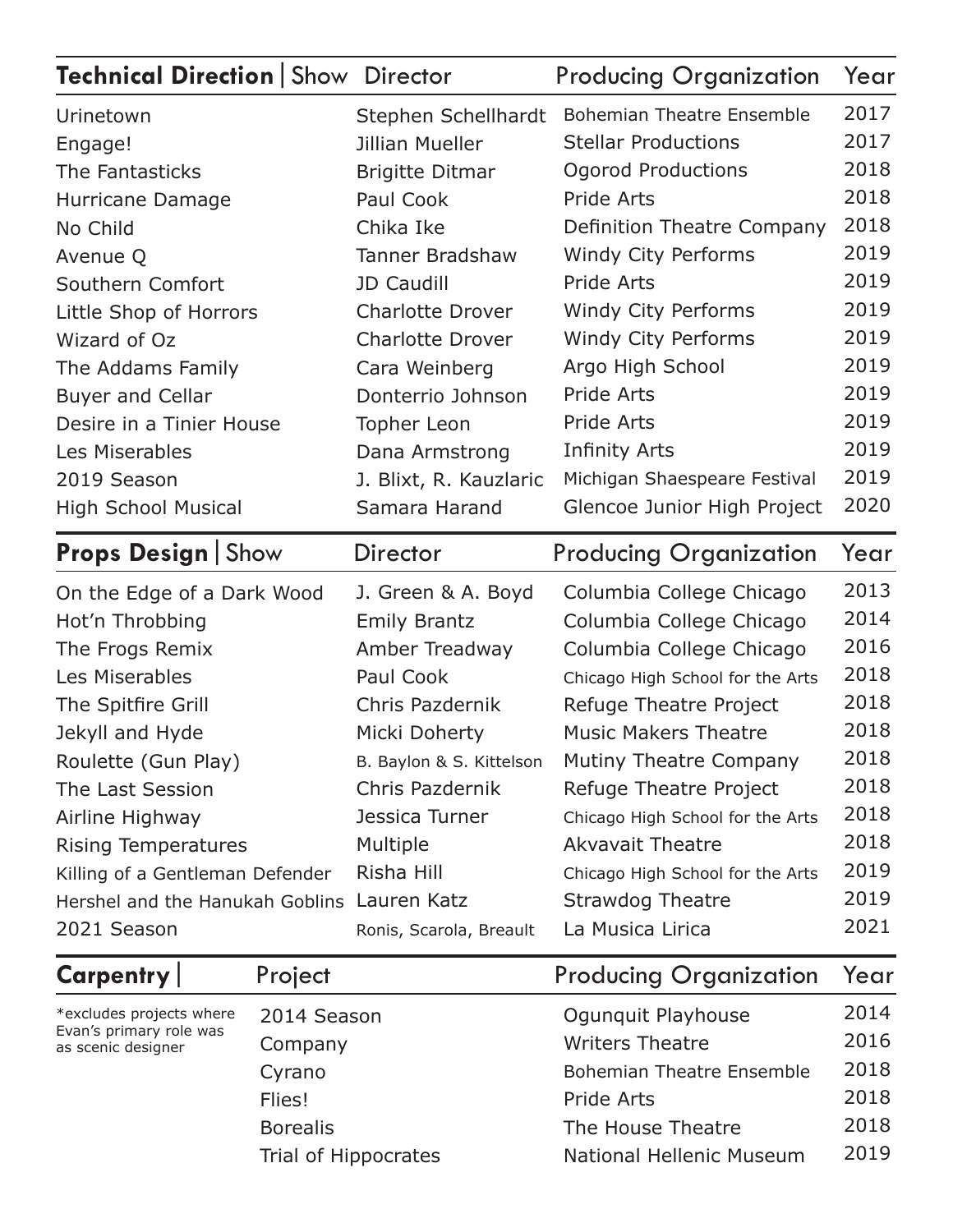| **Technical Direction** \| Show | Director | Producing Organization | Year |
|---|---|---|---|
| Urinetown | Stephen Schellhardt | Bohemian Theatre Ensemble | 2017 |
| Engage! | Jillian Mueller | Stellar Productions | 2017 |
| The Fantasticks | Brigitte Ditmar | Ogorod Productions | 2018 |
| Hurricane Damage | Paul Cook | Pride Arts | 2018 |
| No Child | Chika Ike | Definition Theatre Company | 2018 |
| Avenue Q | Tanner Bradshaw | Windy City Performs | 2019 |
| Southern Comfort | JD Caudill | Pride Arts | 2019 |
| Little Shop of Horrors | Charlotte Drover | Windy City Performs | 2019 |
| Wizard of Oz | Charlotte Drover | Windy City Performs | 2019 |
| The Addams Family | Cara Weinberg | Argo High School | 2019 |
| Buyer and Cellar | Donterrio Johnson | Pride Arts | 2019 |
| Desire in a Tinier House | Topher Leon | Pride Arts | 2019 |
| Les Miserables | Dana Armstrong | Infinity Arts | 2019 |
| 2019 Season | J. Blixt, R. Kauzlaric | Michigan Shaespeare Festival | 2019 |
| High School Musical | Samara Harand | Glencoe Junior High Project | 2020 |

| **Props Design** \| Show | Director | Producing Organization | Year |
|---|---|---|---|
| On the Edge of a Dark Wood | J. Green & A. Boyd | Columbia College Chicago | 2013 |
| Hot'n Throbbing | Emily Brantz | Columbia College Chicago | 2014 |
| The Frogs Remix | Amber Treadway | Columbia College Chicago | 2016 |
| Les Miserables | Paul Cook | Chicago High School for the Arts | 2018 |
| The Spitfire Grill | Chris Pazdernik | Refuge Theatre Project | 2018 |
| Jekyll and Hyde | Micki Doherty | Music Makers Theatre | 2018 |
| Roulette (Gun Play) | B. Baylon & S. Kittelson | Mutiny Theatre Company | 2018 |
| The Last Session | Chris Pazdernik | Refuge Theatre Project | 2018 |
| Airline Highway | Jessica Turner | Chicago High School for the Arts | 2018 |
| Rising Temperatures | Multiple | Akvavait Theatre | 2018 |
| Killing of a Gentleman Defender | Risha Hill | Chicago High School for the Arts | 2019 |
| Hershel and the Hanukah Goblins | Lauren Katz | Strawdog Theatre | 2019 |
| 2021 Season | Ronis, Scarola, Breault | La Musica Lirica | 2021 |

| **Carpentry** \| | Project | Producing Organization | Year |
|---|---|---|---|
| *excludes projects where Evan's primary role was as scenic designer | 2014 Season | Ogunquit Playhouse | 2014 |
| | Company | Writers Theatre | 2016 |
| | Cyrano | Bohemian Theatre Ensemble | 2018 |
| | Flies! | Pride Arts | 2018 |
| | Borealis | The House Theatre | 2018 |
| | Trial of Hippocrates | National Hellenic Museum | 2019 |